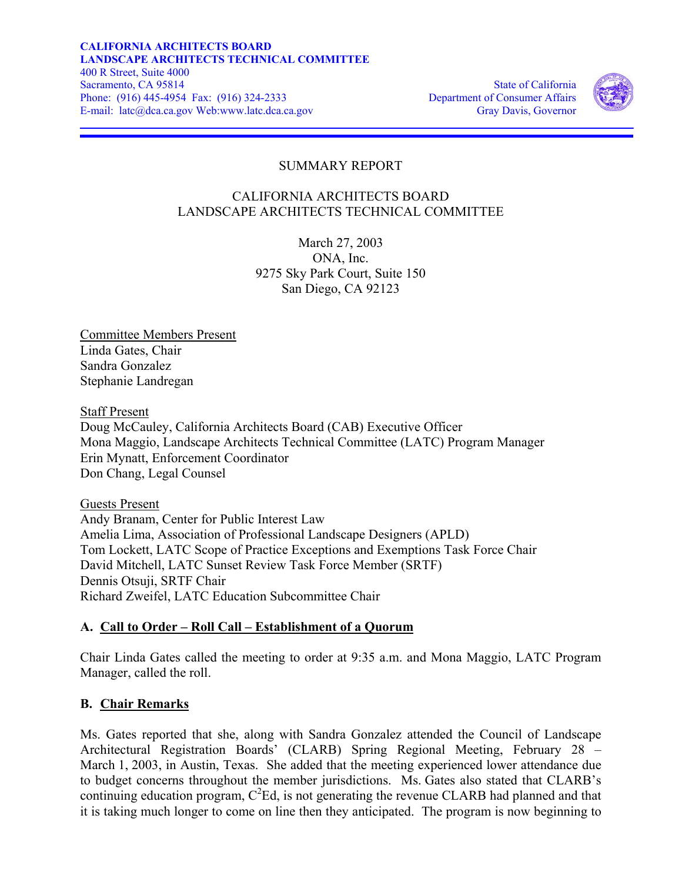**CALIFORNIA ARCHITECTS BOARD**
**LANDSCAPE ARCHITECTS TECHNICAL COMMITTEE**
400 R Street, Suite 4000
Sacramento, CA 95814
Phone: (916) 445-4954 Fax: (916) 324-2333
E-mail: latc@dca.ca.gov Web:www.latc.dca.ca.gov

State of California
Department of Consumer Affairs
Gray Davis, Governor

SUMMARY REPORT

CALIFORNIA ARCHITECTS BOARD
LANDSCAPE ARCHITECTS TECHNICAL COMMITTEE

March 27, 2003
ONA, Inc.
9275 Sky Park Court, Suite 150
San Diego, CA 92123

Committee Members Present
Linda Gates, Chair
Sandra Gonzalez
Stephanie Landregan

Staff Present
Doug McCauley, California Architects Board (CAB) Executive Officer
Mona Maggio, Landscape Architects Technical Committee (LATC) Program Manager
Erin Mynatt, Enforcement Coordinator
Don Chang, Legal Counsel

Guests Present
Andy Branam, Center for Public Interest Law
Amelia Lima, Association of Professional Landscape Designers (APLD)
Tom Lockett, LATC Scope of Practice Exceptions and Exemptions Task Force Chair
David Mitchell, LATC Sunset Review Task Force Member (SRTF)
Dennis Otsuji, SRTF Chair
Richard Zweifel, LATC Education Subcommittee Chair

## A. Call to Order – Roll Call – Establishment of a Quorum

Chair Linda Gates called the meeting to order at 9:35 a.m. and Mona Maggio, LATC Program Manager, called the roll.

## B. Chair Remarks

Ms. Gates reported that she, along with Sandra Gonzalez attended the Council of Landscape Architectural Registration Boards' (CLARB) Spring Regional Meeting, February 28 – March 1, 2003, in Austin, Texas. She added that the meeting experienced lower attendance due to budget concerns throughout the member jurisdictions. Ms. Gates also stated that CLARB's continuing education program, C²Ed, is not generating the revenue CLARB had planned and that it is taking much longer to come on line then they anticipated. The program is now beginning to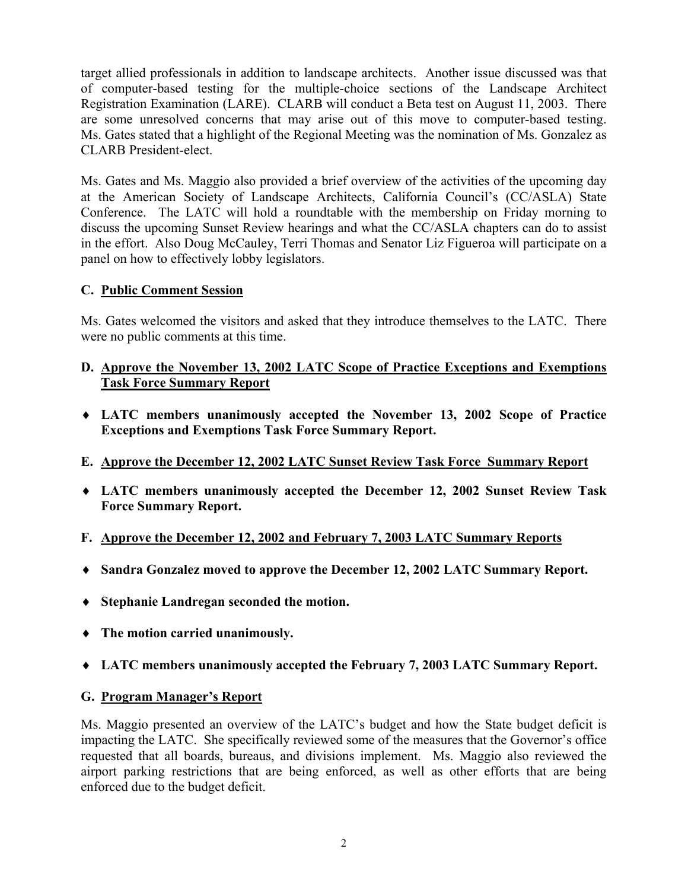target allied professionals in addition to landscape architects. Another issue discussed was that of computer-based testing for the multiple-choice sections of the Landscape Architect Registration Examination (LARE). CLARB will conduct a Beta test on August 11, 2003. There are some unresolved concerns that may arise out of this move to computer-based testing. Ms. Gates stated that a highlight of the Regional Meeting was the nomination of Ms. Gonzalez as CLARB President-elect.

Ms. Gates and Ms. Maggio also provided a brief overview of the activities of the upcoming day at the American Society of Landscape Architects, California Council's (CC/ASLA) State Conference. The LATC will hold a roundtable with the membership on Friday morning to discuss the upcoming Sunset Review hearings and what the CC/ASLA chapters can do to assist in the effort. Also Doug McCauley, Terri Thomas and Senator Liz Figueroa will participate on a panel on how to effectively lobby legislators.

### C. <u>Public Comment Session</u>

Ms. Gates welcomed the visitors and asked that they introduce themselves to the LATC. There were no public comments at this time.

### D. <u>Approve the November 13, 2002 LATC Scope of Practice Exceptions and Exemptions Task Force Summary Report</u>

- **LATC members unanimously accepted the November 13, 2002 Scope of Practice Exceptions and Exemptions Task Force Summary Report.**

### E. <u>Approve the December 12, 2002 LATC Sunset Review Task Force Summary Report</u>

- **LATC members unanimously accepted the December 12, 2002 Sunset Review Task Force Summary Report.**

### F. <u>Approve the December 12, 2002 and February 7, 2003 LATC Summary Reports</u>

- **Sandra Gonzalez moved to approve the December 12, 2002 LATC Summary Report.**
- **Stephanie Landregan seconded the motion.**
- **The motion carried unanimously.**
- **LATC members unanimously accepted the February 7, 2003 LATC Summary Report.**

### G. <u>Program Manager's Report</u>

Ms. Maggio presented an overview of the LATC's budget and how the State budget deficit is impacting the LATC. She specifically reviewed some of the measures that the Governor's office requested that all boards, bureaus, and divisions implement. Ms. Maggio also reviewed the airport parking restrictions that are being enforced, as well as other efforts that are being enforced due to the budget deficit.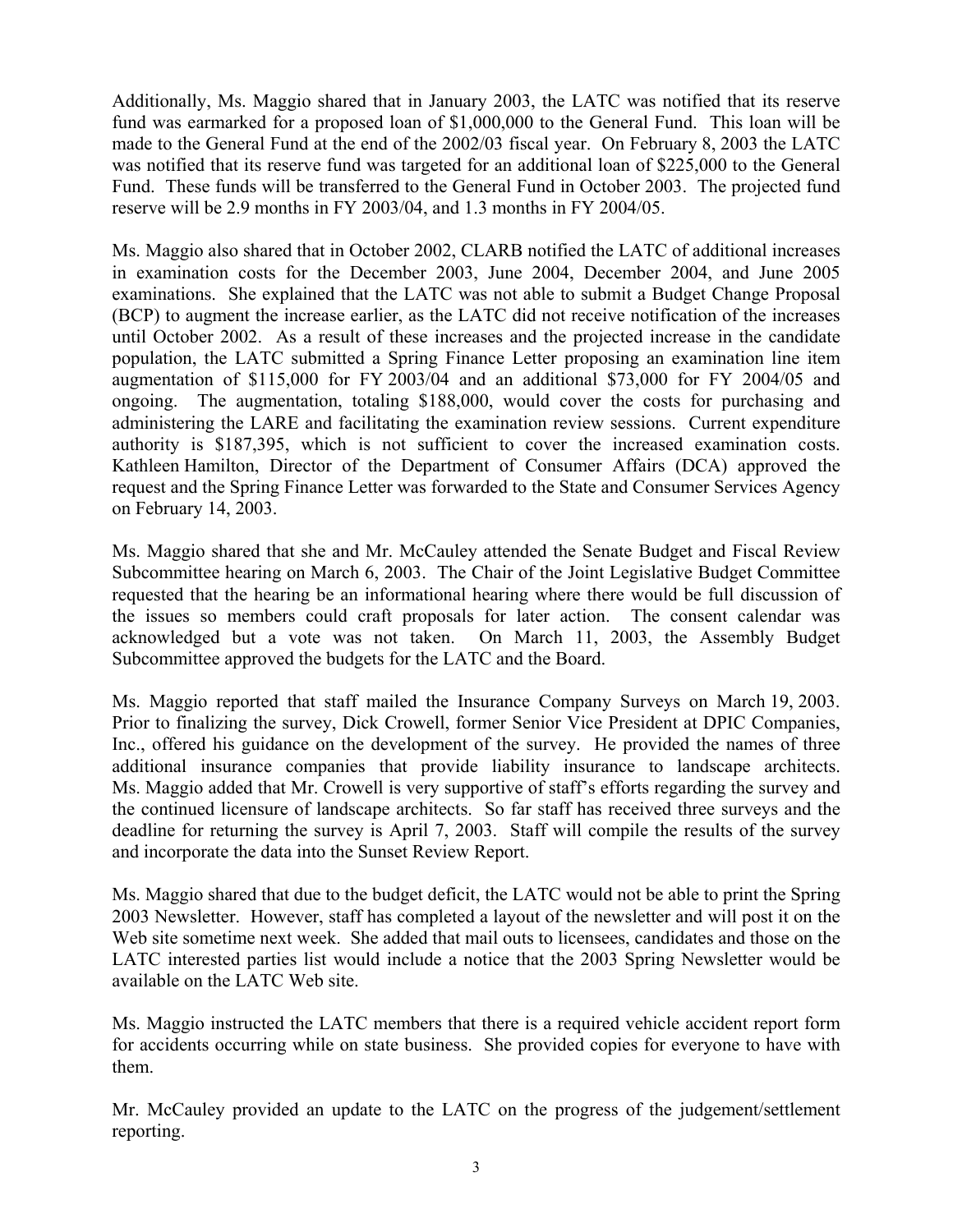Additionally, Ms. Maggio shared that in January 2003, the LATC was notified that its reserve fund was earmarked for a proposed loan of $1,000,000 to the General Fund. This loan will be made to the General Fund at the end of the 2002/03 fiscal year. On February 8, 2003 the LATC was notified that its reserve fund was targeted for an additional loan of $225,000 to the General Fund. These funds will be transferred to the General Fund in October 2003. The projected fund reserve will be 2.9 months in FY 2003/04, and 1.3 months in FY 2004/05.

Ms. Maggio also shared that in October 2002, CLARB notified the LATC of additional increases in examination costs for the December 2003, June 2004, December 2004, and June 2005 examinations. She explained that the LATC was not able to submit a Budget Change Proposal (BCP) to augment the increase earlier, as the LATC did not receive notification of the increases until October 2002. As a result of these increases and the projected increase in the candidate population, the LATC submitted a Spring Finance Letter proposing an examination line item augmentation of $115,000 for FY 2003/04 and an additional $73,000 for FY 2004/05 and ongoing. The augmentation, totaling $188,000, would cover the costs for purchasing and administering the LARE and facilitating the examination review sessions. Current expenditure authority is $187,395, which is not sufficient to cover the increased examination costs. Kathleen Hamilton, Director of the Department of Consumer Affairs (DCA) approved the request and the Spring Finance Letter was forwarded to the State and Consumer Services Agency on February 14, 2003.

Ms. Maggio shared that she and Mr. McCauley attended the Senate Budget and Fiscal Review Subcommittee hearing on March 6, 2003. The Chair of the Joint Legislative Budget Committee requested that the hearing be an informational hearing where there would be full discussion of the issues so members could craft proposals for later action. The consent calendar was acknowledged but a vote was not taken. On March 11, 2003, the Assembly Budget Subcommittee approved the budgets for the LATC and the Board.

Ms. Maggio reported that staff mailed the Insurance Company Surveys on March 19, 2003. Prior to finalizing the survey, Dick Crowell, former Senior Vice President at DPIC Companies, Inc., offered his guidance on the development of the survey. He provided the names of three additional insurance companies that provide liability insurance to landscape architects. Ms. Maggio added that Mr. Crowell is very supportive of staff's efforts regarding the survey and the continued licensure of landscape architects. So far staff has received three surveys and the deadline for returning the survey is April 7, 2003. Staff will compile the results of the survey and incorporate the data into the Sunset Review Report.

Ms. Maggio shared that due to the budget deficit, the LATC would not be able to print the Spring 2003 Newsletter. However, staff has completed a layout of the newsletter and will post it on the Web site sometime next week. She added that mail outs to licensees, candidates and those on the LATC interested parties list would include a notice that the 2003 Spring Newsletter would be available on the LATC Web site.

Ms. Maggio instructed the LATC members that there is a required vehicle accident report form for accidents occurring while on state business. She provided copies for everyone to have with them.

Mr. McCauley provided an update to the LATC on the progress of the judgement/settlement reporting.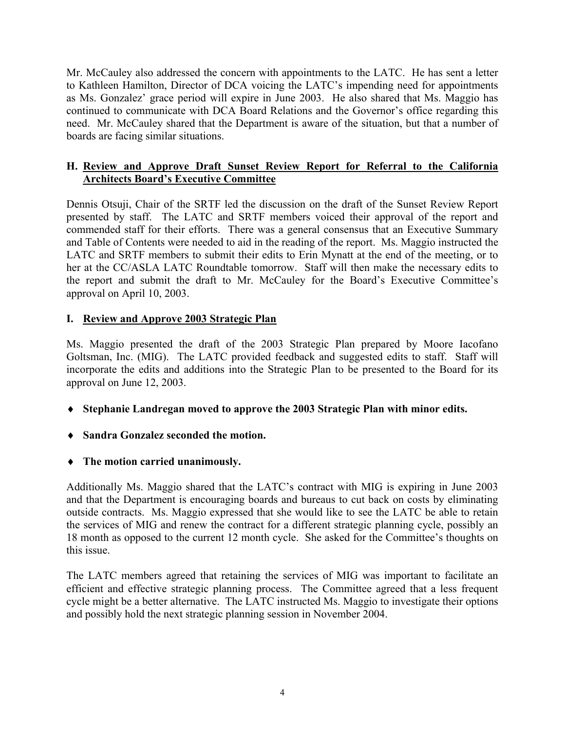Mr. McCauley also addressed the concern with appointments to the LATC. He has sent a letter to Kathleen Hamilton, Director of DCA voicing the LATC's impending need for appointments as Ms. Gonzalez' grace period will expire in June 2003. He also shared that Ms. Maggio has continued to communicate with DCA Board Relations and the Governor's office regarding this need. Mr. McCauley shared that the Department is aware of the situation, but that a number of boards are facing similar situations.

### H. <u>Review and Approve Draft Sunset Review Report for Referral to the California Architects Board's Executive Committee</u>

Dennis Otsuji, Chair of the SRTF led the discussion on the draft of the Sunset Review Report presented by staff. The LATC and SRTF members voiced their approval of the report and commended staff for their efforts. There was a general consensus that an Executive Summary and Table of Contents were needed to aid in the reading of the report. Ms. Maggio instructed the LATC and SRTF members to submit their edits to Erin Mynatt at the end of the meeting, or to her at the CC/ASLA LATC Roundtable tomorrow. Staff will then make the necessary edits to the report and submit the draft to Mr. McCauley for the Board's Executive Committee's approval on April 10, 2003.

### I. <u>Review and Approve 2003 Strategic Plan</u>

Ms. Maggio presented the draft of the 2003 Strategic Plan prepared by Moore Iacofano Goltsman, Inc. (MIG). The LATC provided feedback and suggested edits to staff. Staff will incorporate the edits and additions into the Strategic Plan to be presented to the Board for its approval on June 12, 2003.

- **Stephanie Landregan moved to approve the 2003 Strategic Plan with minor edits.**
- **Sandra Gonzalez seconded the motion.**
- **The motion carried unanimously.**

Additionally Ms. Maggio shared that the LATC's contract with MIG is expiring in June 2003 and that the Department is encouraging boards and bureaus to cut back on costs by eliminating outside contracts. Ms. Maggio expressed that she would like to see the LATC be able to retain the services of MIG and renew the contract for a different strategic planning cycle, possibly an 18 month as opposed to the current 12 month cycle. She asked for the Committee's thoughts on this issue.

The LATC members agreed that retaining the services of MIG was important to facilitate an efficient and effective strategic planning process. The Committee agreed that a less frequent cycle might be a better alternative. The LATC instructed Ms. Maggio to investigate their options and possibly hold the next strategic planning session in November 2004.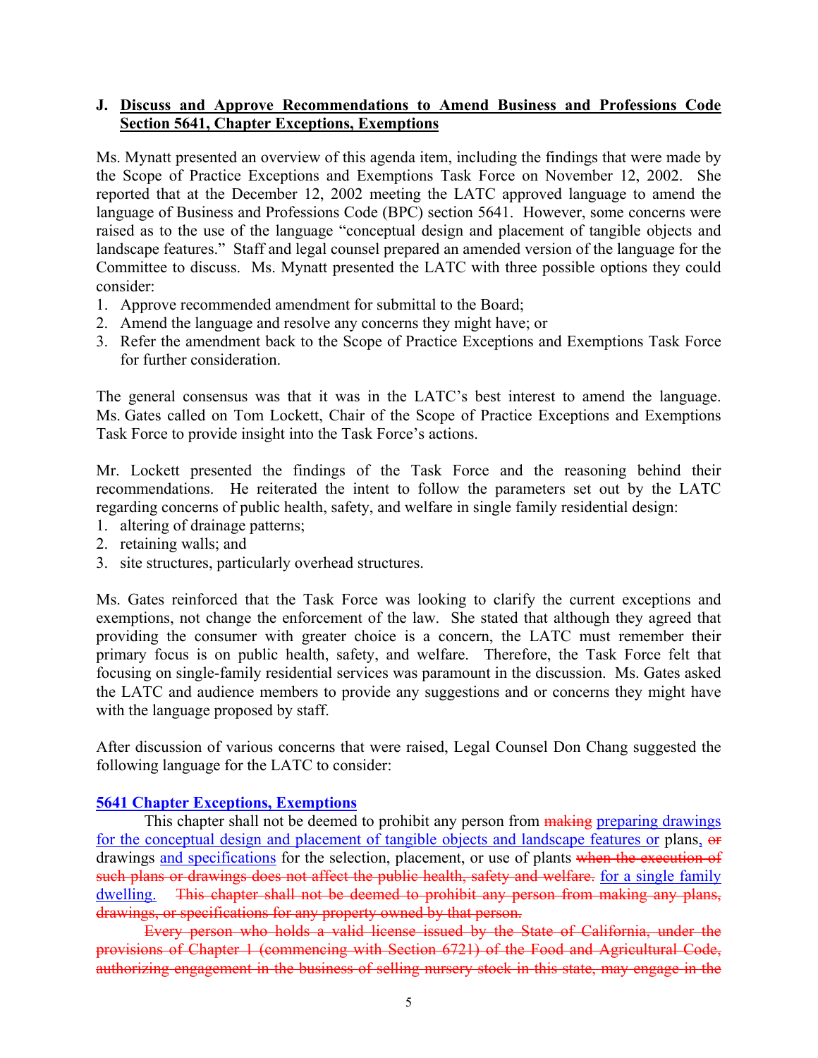**J. Discuss and Approve Recommendations to Amend Business and Professions Code Section 5641, Chapter Exceptions, Exemptions**

Ms. Mynatt presented an overview of this agenda item, including the findings that were made by the Scope of Practice Exceptions and Exemptions Task Force on November 12, 2002. She reported that at the December 12, 2002 meeting the LATC approved language to amend the language of Business and Professions Code (BPC) section 5641. However, some concerns were raised as to the use of the language "conceptual design and placement of tangible objects and landscape features." Staff and legal counsel prepared an amended version of the language for the Committee to discuss. Ms. Mynatt presented the LATC with three possible options they could consider:

1. Approve recommended amendment for submittal to the Board;
2. Amend the language and resolve any concerns they might have; or
3. Refer the amendment back to the Scope of Practice Exceptions and Exemptions Task Force for further consideration.

The general consensus was that it was in the LATC's best interest to amend the language. Ms. Gates called on Tom Lockett, Chair of the Scope of Practice Exceptions and Exemptions Task Force to provide insight into the Task Force's actions.

Mr. Lockett presented the findings of the Task Force and the reasoning behind their recommendations. He reiterated the intent to follow the parameters set out by the LATC regarding concerns of public health, safety, and welfare in single family residential design:

1. altering of drainage patterns;
2. retaining walls; and
3. site structures, particularly overhead structures.

Ms. Gates reinforced that the Task Force was looking to clarify the current exceptions and exemptions, not change the enforcement of the law. She stated that although they agreed that providing the consumer with greater choice is a concern, the LATC must remember their primary focus is on public health, safety, and welfare. Therefore, the Task Force felt that focusing on single-family residential services was paramount in the discussion. Ms. Gates asked the LATC and audience members to provide any suggestions and or concerns they might have with the language proposed by staff.

After discussion of various concerns that were raised, Legal Counsel Don Chang suggested the following language for the LATC to consider:

**5641 Chapter Exceptions, Exemptions**

This chapter shall not be deemed to prohibit any person from ~~making~~ preparing drawings for the conceptual design and placement of tangible objects and landscape features or plans, ~~or~~ drawings and specifications for the selection, placement, or use of plants ~~when the execution of such plans or drawings does not affect the public health, safety and welfare.~~ for a single family dwelling. ~~This chapter shall not be deemed to prohibit any person from making any plans, drawings, or specifications for any property owned by that person.~~

~~Every person who holds a valid license issued by the State of California, under the provisions of Chapter 1 (commencing with Section 6721) of the Food and Agricultural Code, authorizing engagement in the business of selling nursery stock in this state, may engage in the~~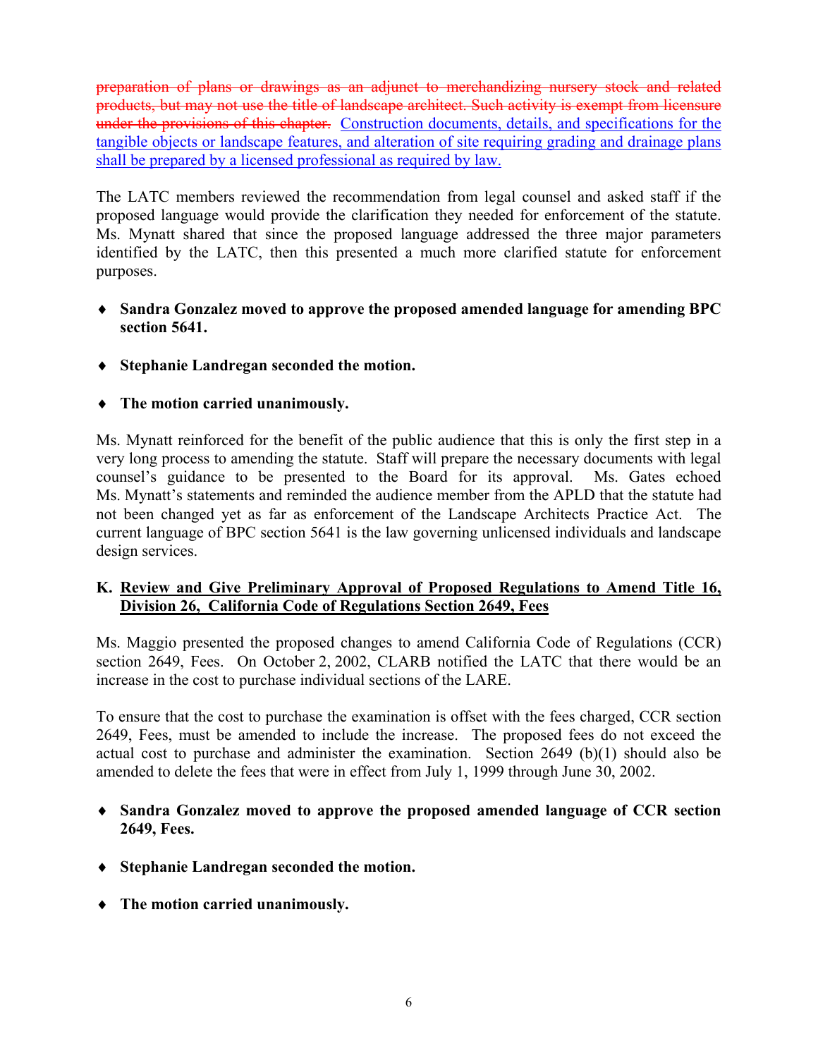~~preparation of plans or drawings as an adjunct to merchandizing nursery stock and related products, but may not use the title of landscape architect. Such activity is exempt from licensure under the provisions of this chapter.~~ <u>Construction documents, details, and specifications for the tangible objects or landscape features, and alteration of site requiring grading and drainage plans shall be prepared by a licensed professional as required by law.</u>

The LATC members reviewed the recommendation from legal counsel and asked staff if the proposed language would provide the clarification they needed for enforcement of the statute. Ms. Mynatt shared that since the proposed language addressed the three major parameters identified by the LATC, then this presented a much more clarified statute for enforcement purposes.

- **Sandra Gonzalez moved to approve the proposed amended language for amending BPC section 5641.**
- **Stephanie Landregan seconded the motion.**
- **The motion carried unanimously.**

Ms. Mynatt reinforced for the benefit of the public audience that this is only the first step in a very long process to amending the statute. Staff will prepare the necessary documents with legal counsel's guidance to be presented to the Board for its approval. Ms. Gates echoed Ms. Mynatt's statements and reminded the audience member from the APLD that the statute had not been changed yet as far as enforcement of the Landscape Architects Practice Act. The current language of BPC section 5641 is the law governing unlicensed individuals and landscape design services.

**K. <u>Review and Give Preliminary Approval of Proposed Regulations to Amend Title 16, Division 26, California Code of Regulations Section 2649, Fees</u>**

Ms. Maggio presented the proposed changes to amend California Code of Regulations (CCR) section 2649, Fees. On October 2, 2002, CLARB notified the LATC that there would be an increase in the cost to purchase individual sections of the LARE.

To ensure that the cost to purchase the examination is offset with the fees charged, CCR section 2649, Fees, must be amended to include the increase. The proposed fees do not exceed the actual cost to purchase and administer the examination. Section 2649 (b)(1) should also be amended to delete the fees that were in effect from July 1, 1999 through June 30, 2002.

- **Sandra Gonzalez moved to approve the proposed amended language of CCR section 2649, Fees.**
- **Stephanie Landregan seconded the motion.**
- **The motion carried unanimously.**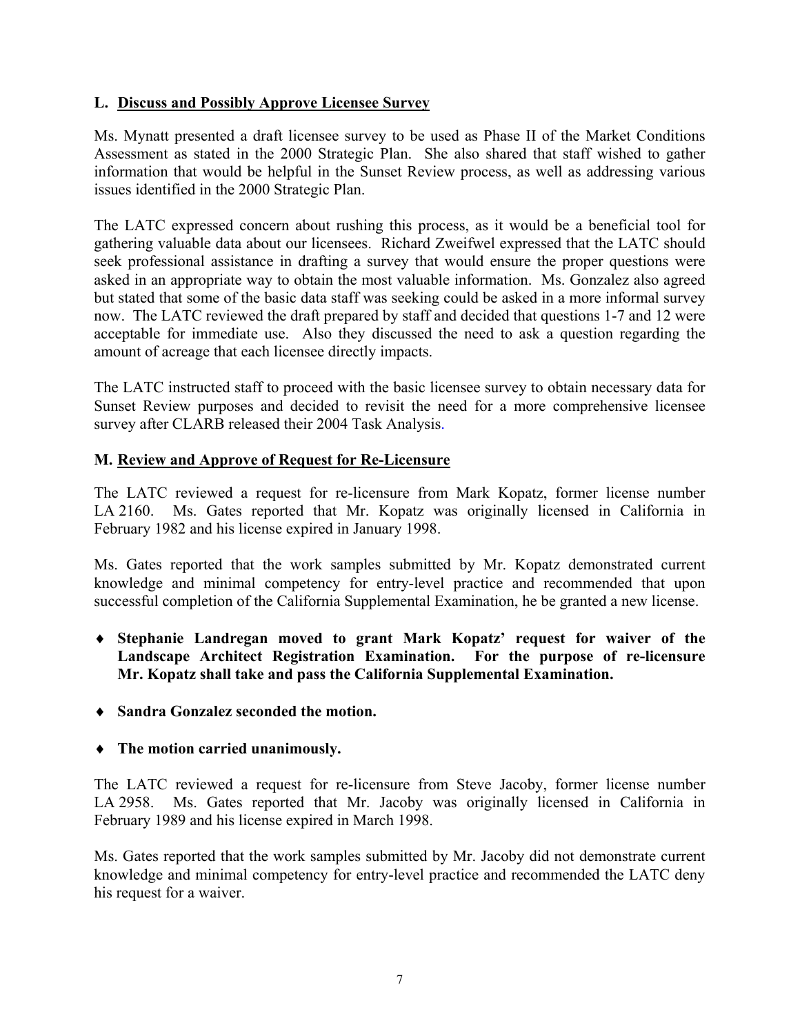### L. Discuss and Possibly Approve Licensee Survey

Ms. Mynatt presented a draft licensee survey to be used as Phase II of the Market Conditions Assessment as stated in the 2000 Strategic Plan. She also shared that staff wished to gather information that would be helpful in the Sunset Review process, as well as addressing various issues identified in the 2000 Strategic Plan.

The LATC expressed concern about rushing this process, as it would be a beneficial tool for gathering valuable data about our licensees. Richard Zweifwel expressed that the LATC should seek professional assistance in drafting a survey that would ensure the proper questions were asked in an appropriate way to obtain the most valuable information. Ms. Gonzalez also agreed but stated that some of the basic data staff was seeking could be asked in a more informal survey now. The LATC reviewed the draft prepared by staff and decided that questions 1-7 and 12 were acceptable for immediate use. Also they discussed the need to ask a question regarding the amount of acreage that each licensee directly impacts.

The LATC instructed staff to proceed with the basic licensee survey to obtain necessary data for Sunset Review purposes and decided to revisit the need for a more comprehensive licensee survey after CLARB released their 2004 Task Analysis.

### M. Review and Approve of Request for Re-Licensure

The LATC reviewed a request for re-licensure from Mark Kopatz, former license number LA 2160. Ms. Gates reported that Mr. Kopatz was originally licensed in California in February 1982 and his license expired in January 1998.

Ms. Gates reported that the work samples submitted by Mr. Kopatz demonstrated current knowledge and minimal competency for entry-level practice and recommended that upon successful completion of the California Supplemental Examination, he be granted a new license.

- **Stephanie Landregan moved to grant Mark Kopatz' request for waiver of the Landscape Architect Registration Examination. For the purpose of re-licensure Mr. Kopatz shall take and pass the California Supplemental Examination.**
- **Sandra Gonzalez seconded the motion.**
- **The motion carried unanimously.**

The LATC reviewed a request for re-licensure from Steve Jacoby, former license number LA 2958. Ms. Gates reported that Mr. Jacoby was originally licensed in California in February 1989 and his license expired in March 1998.

Ms. Gates reported that the work samples submitted by Mr. Jacoby did not demonstrate current knowledge and minimal competency for entry-level practice and recommended the LATC deny his request for a waiver.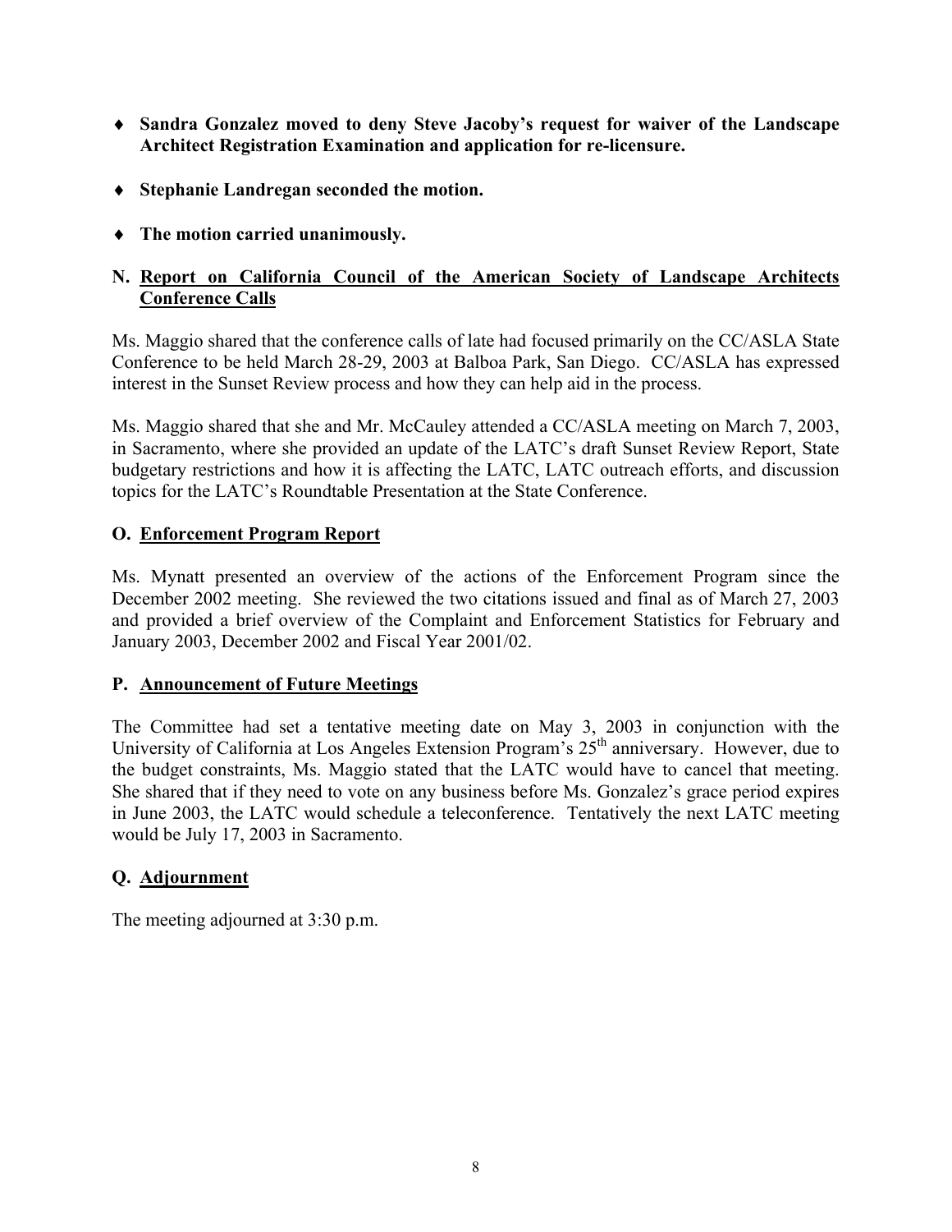- **Sandra Gonzalez moved to deny Steve Jacoby's request for waiver of the Landscape Architect Registration Examination and application for re-licensure.**

- **Stephanie Landregan seconded the motion.**

- **The motion carried unanimously.**

## N. Report on California Council of the American Society of Landscape Architects Conference Calls

Ms. Maggio shared that the conference calls of late had focused primarily on the CC/ASLA State Conference to be held March 28-29, 2003 at Balboa Park, San Diego. CC/ASLA has expressed interest in the Sunset Review process and how they can help aid in the process.

Ms. Maggio shared that she and Mr. McCauley attended a CC/ASLA meeting on March 7, 2003, in Sacramento, where she provided an update of the LATC's draft Sunset Review Report, State budgetary restrictions and how it is affecting the LATC, LATC outreach efforts, and discussion topics for the LATC's Roundtable Presentation at the State Conference.

## O. Enforcement Program Report

Ms. Mynatt presented an overview of the actions of the Enforcement Program since the December 2002 meeting. She reviewed the two citations issued and final as of March 27, 2003 and provided a brief overview of the Complaint and Enforcement Statistics for February and January 2003, December 2002 and Fiscal Year 2001/02.

## P. Announcement of Future Meetings

The Committee had set a tentative meeting date on May 3, 2003 in conjunction with the University of California at Los Angeles Extension Program's 25th anniversary. However, due to the budget constraints, Ms. Maggio stated that the LATC would have to cancel that meeting. She shared that if they need to vote on any business before Ms. Gonzalez's grace period expires in June 2003, the LATC would schedule a teleconference. Tentatively the next LATC meeting would be July 17, 2003 in Sacramento.

## Q. Adjournment

The meeting adjourned at 3:30 p.m.